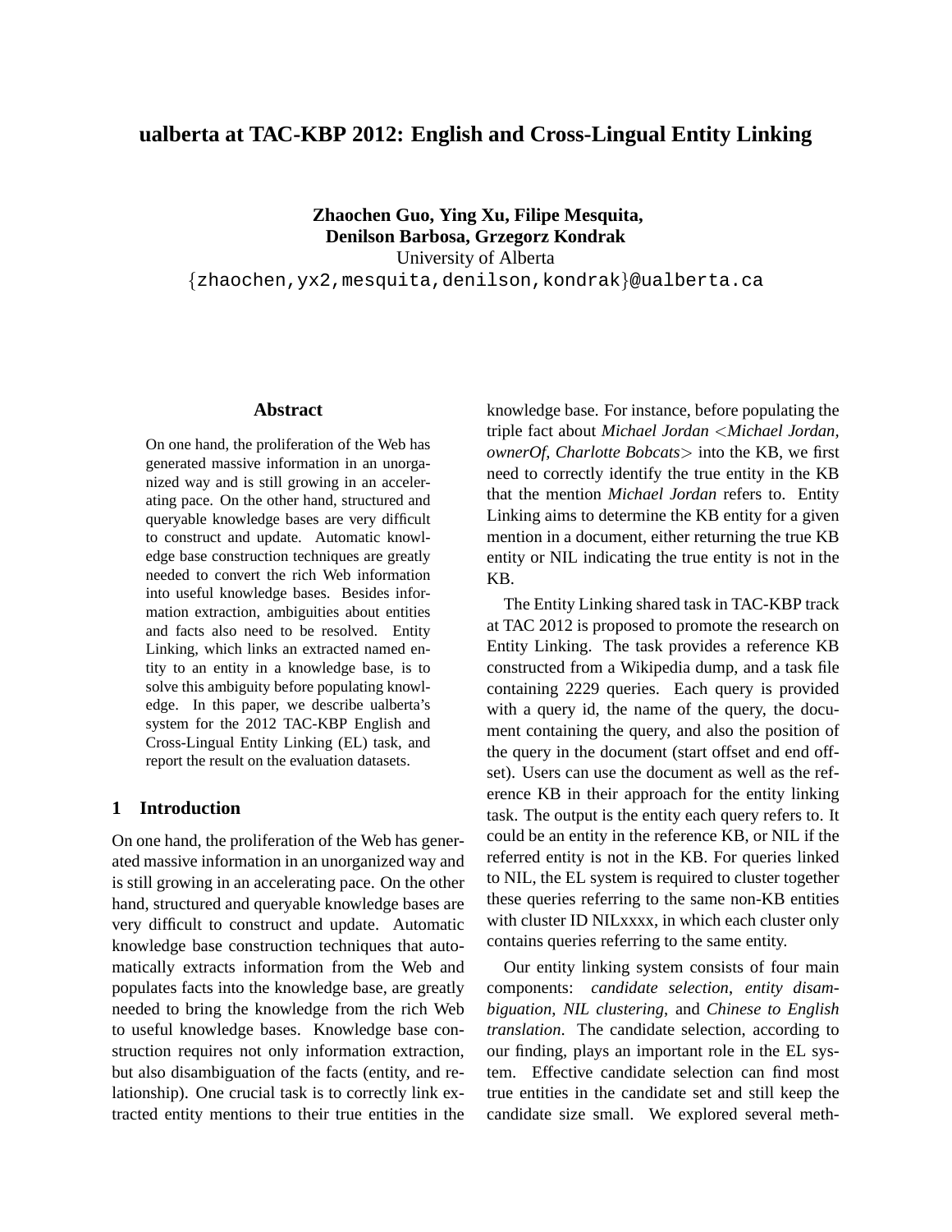# ualberta at TAC-KBP 2012: English and Cross-Lingual Entity Linking

**Zhaochen Guo, Ying Xu, Filipe Mesquita, Denilson Barbosa, Grzegorz Kondrak**
University of Alberta
{zhaochen,yx2,mesquita,denilson,kondrak}@ualberta.ca

## Abstract

On one hand, the proliferation of the Web has generated massive information in an unorganized way and is still growing in an accelerating pace. On the other hand, structured and queryable knowledge bases are very difficult to construct and update. Automatic knowledge base construction techniques are greatly needed to convert the rich Web information into useful knowledge bases. Besides information extraction, ambiguities about entities and facts also need to be resolved. Entity Linking, which links an extracted named entity to an entity in a knowledge base, is to solve this ambiguity before populating knowledge. In this paper, we describe ualberta's system for the 2012 TAC-KBP English and Cross-Lingual Entity Linking (EL) task, and report the result on the evaluation datasets.

## 1 Introduction

On one hand, the proliferation of the Web has generated massive information in an unorganized way and is still growing in an accelerating pace. On the other hand, structured and queryable knowledge bases are very difficult to construct and update. Automatic knowledge base construction techniques that automatically extracts information from the Web and populates facts into the knowledge base, are greatly needed to bring the knowledge from the rich Web to useful knowledge bases. Knowledge base construction requires not only information extraction, but also disambiguation of the facts (entity, and relationship). One crucial task is to correctly link extracted entity mentions to their true entities in the knowledge base. For instance, before populating the triple fact about *Michael Jordan* <*Michael Jordan, ownerOf, Charlotte Bobcats*> into the KB, we first need to correctly identify the true entity in the KB that the mention *Michael Jordan* refers to. Entity Linking aims to determine the KB entity for a given mention in a document, either returning the true KB entity or NIL indicating the true entity is not in the KB.

The Entity Linking shared task in TAC-KBP track at TAC 2012 is proposed to promote the research on Entity Linking. The task provides a reference KB constructed from a Wikipedia dump, and a task file containing 2229 queries. Each query is provided with a query id, the name of the query, the document containing the query, and also the position of the query in the document (start offset and end offset). Users can use the document as well as the reference KB in their approach for the entity linking task. The output is the entity each query refers to. It could be an entity in the reference KB, or NIL if the referred entity is not in the KB. For queries linked to NIL, the EL system is required to cluster together these queries referring to the same non-KB entities with cluster ID NILxxxx, in which each cluster only contains queries referring to the same entity.

Our entity linking system consists of four main components: *candidate selection*, *entity disambiguation*, *NIL clustering*, and *Chinese to English translation*. The candidate selection, according to our finding, plays an important role in the EL system. Effective candidate selection can find most true entities in the candidate set and still keep the candidate size small. We explored several meth-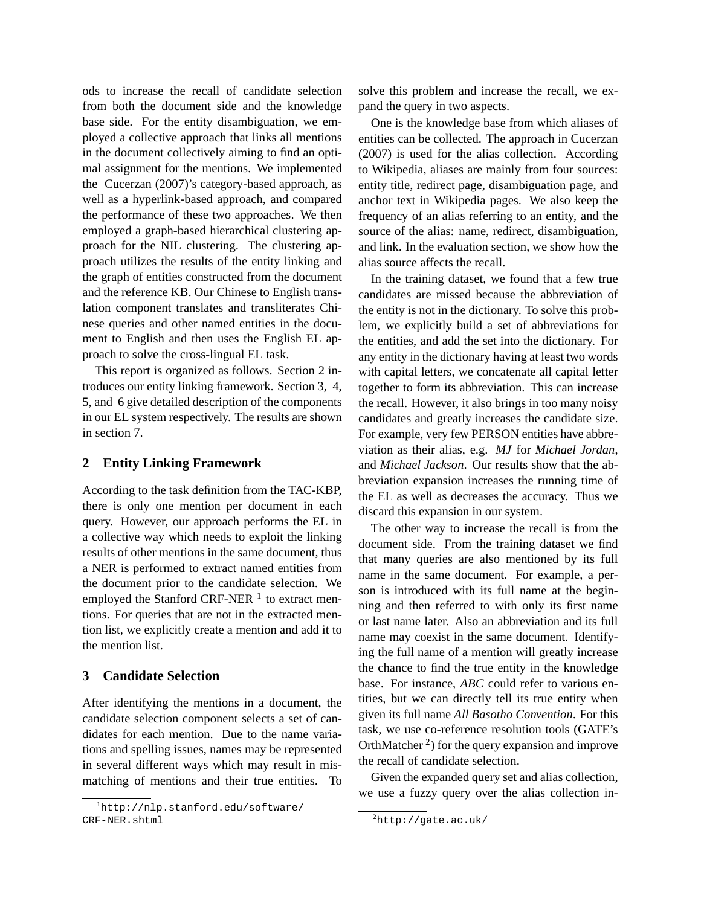ods to increase the recall of candidate selection from both the document side and the knowledge base side. For the entity disambiguation, we employed a collective approach that links all mentions in the document collectively aiming to find an optimal assignment for the mentions. We implemented the Cucerzan (2007)'s category-based approach, as well as a hyperlink-based approach, and compared the performance of these two approaches. We then employed a graph-based hierarchical clustering approach for the NIL clustering. The clustering approach utilizes the results of the entity linking and the graph of entities constructed from the document and the reference KB. Our Chinese to English translation component translates and transliterates Chinese queries and other named entities in the document to English and then uses the English EL approach to solve the cross-lingual EL task.

This report is organized as follows. Section 2 introduces our entity linking framework. Section 3, 4, 5, and 6 give detailed description of the components in our EL system respectively. The results are shown in section 7.

## 2 Entity Linking Framework

According to the task definition from the TAC-KBP, there is only one mention per document in each query. However, our approach performs the EL in a collective way which needs to exploit the linking results of other mentions in the same document, thus a NER is performed to extract named entities from the document prior to the candidate selection. We employed the Stanford CRF-NER [1] to extract mentions. For queries that are not in the extracted mention list, we explicitly create a mention and add it to the mention list.

## 3 Candidate Selection

After identifying the mentions in a document, the candidate selection component selects a set of candidates for each mention. Due to the name variations and spelling issues, names may be represented in several different ways which may result in mismatching of mentions and their true entities. To solve this problem and increase the recall, we expand the query in two aspects.

One is the knowledge base from which aliases of entities can be collected. The approach in Cucerzan (2007) is used for the alias collection. According to Wikipedia, aliases are mainly from four sources: entity title, redirect page, disambiguation page, and anchor text in Wikipedia pages. We also keep the frequency of an alias referring to an entity, and the source of the alias: name, redirect, disambiguation, and link. In the evaluation section, we show how the alias source affects the recall.

In the training dataset, we found that a few true candidates are missed because the abbreviation of the entity is not in the dictionary. To solve this problem, we explicitly build a set of abbreviations for the entities, and add the set into the dictionary. For any entity in the dictionary having at least two words with capital letters, we concatenate all capital letter together to form its abbreviation. This can increase the recall. However, it also brings in too many noisy candidates and greatly increases the candidate size. For example, very few PERSON entities have abbreviation as their alias, e.g. *MJ* for *Michael Jordan*, and *Michael Jackson*. Our results show that the abbreviation expansion increases the running time of the EL as well as decreases the accuracy. Thus we discard this expansion in our system.

The other way to increase the recall is from the document side. From the training dataset we find that many queries are also mentioned by its full name in the same document. For example, a person is introduced with its full name at the beginning and then referred to with only its first name or last name later. Also an abbreviation and its full name may coexist in the same document. Identifying the full name of a mention will greatly increase the chance to find the true entity in the knowledge base. For instance, *ABC* could refer to various entities, but we can directly tell its true entity when given its full name *All Basotho Convention*. For this task, we use co-reference resolution tools (GATE's OrthMatcher [2]) for the query expansion and improve the recall of candidate selection.

Given the expanded query set and alias collection, we use a fuzzy query over the alias collection in-

[1] http://nlp.stanford.edu/software/CRF-NER.shtml

[2] http://gate.ac.uk/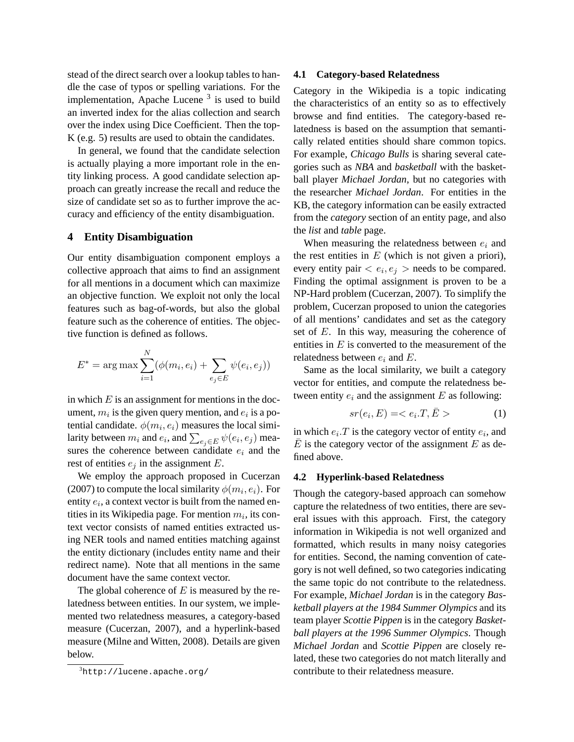stead of the direct search over a lookup tables to handle the case of typos or spelling variations. For the implementation, Apache Lucene [3] is used to build an inverted index for the alias collection and search over the index using Dice Coefficient. Then the top-K (e.g. 5) results are used to obtain the candidates.

In general, we found that the candidate selection is actually playing a more important role in the entity linking process. A good candidate selection approach can greatly increase the recall and reduce the size of candidate set so as to further improve the accuracy and efficiency of the entity disambiguation.

## 4 Entity Disambiguation

Our entity disambiguation component employs a collective approach that aims to find an assignment for all mentions in a document which can maximize an objective function. We exploit not only the local features such as bag-of-words, but also the global feature such as the coherence of entities. The objective function is defined as follows.

$$E^* = \arg\max \sum_{i=1}^{N} (\phi(m_i, e_i) + \sum_{e_j \in E} \psi(e_i, e_j))$$

in which $E$ is an assignment for mentions in the document, $m_i$ is the given query mention, and $e_i$ is a potential candidate. $\phi(m_i, e_i)$ measures the local similarity between $m_i$ and $e_i$, and $\sum_{e_j \in E} \psi(e_i, e_j)$ measures the coherence between candidate $e_i$ and the rest of entities $e_j$ in the assignment $E$.

We employ the approach proposed in Cucerzan (2007) to compute the local similarity $\phi(m_i, e_i)$. For entity $e_i$, a context vector is built from the named entities in its Wikipedia page. For mention $m_i$, its context vector consists of named entities extracted using NER tools and named entities matching against the entity dictionary (includes entity name and their redirect name). Note that all mentions in the same document have the same context vector.

The global coherence of $E$ is measured by the relatedness between entities. In our system, we implemented two relatedness measures, a category-based measure (Cucerzan, 2007), and a hyperlink-based measure (Milne and Witten, 2008). Details are given below.

[3] http://lucene.apache.org/

### 4.1 Category-based Relatedness

Category in the Wikipedia is a topic indicating the characteristics of an entity so as to effectively browse and find entities. The category-based relatedness is based on the assumption that semantically related entities should share common topics. For example, *Chicago Bulls* is sharing several categories such as *NBA* and *basketball* with the basketball player *Michael Jordan*, but no categories with the researcher *Michael Jordan*. For entities in the KB, the category information can be easily extracted from the *category* section of an entity page, and also the *list* and *table* page.

When measuring the relatedness between $e_i$ and the rest entities in $E$ (which is not given a priori), every entity pair $< e_i, e_j >$ needs to be compared. Finding the optimal assignment is proven to be a NP-Hard problem (Cucerzan, 2007). To simplify the problem, Cucerzan proposed to union the categories of all mentions' candidates and set as the category set of $E$. In this way, measuring the coherence of entities in $E$ is converted to the measurement of the relatedness between $e_i$ and $E$.

Same as the local similarity, we built a category vector for entities, and compute the relatedness between entity $e_i$ and the assignment $E$ as following:

$$sr(e_i, E) =< e_i.T, \bar{E} > \quad (1)$$

in which $e_i.T$ is the category vector of entity $e_i$, and $\bar{E}$ is the category vector of the assignment $E$ as defined above.

### 4.2 Hyperlink-based Relatedness

Though the category-based approach can somehow capture the relatedness of two entities, there are several issues with this approach. First, the category information in Wikipedia is not well organized and formatted, which results in many noisy categories for entities. Second, the naming convention of category is not well defined, so two categories indicating the same topic do not contribute to the relatedness. For example, *Michael Jordan* is in the category *Basketball players at the 1984 Summer Olympics* and its team player *Scottie Pippen* is in the category *Basketball players at the 1996 Summer Olympics*. Though *Michael Jordan* and *Scottie Pippen* are closely related, these two categories do not match literally and contribute to their relatedness measure.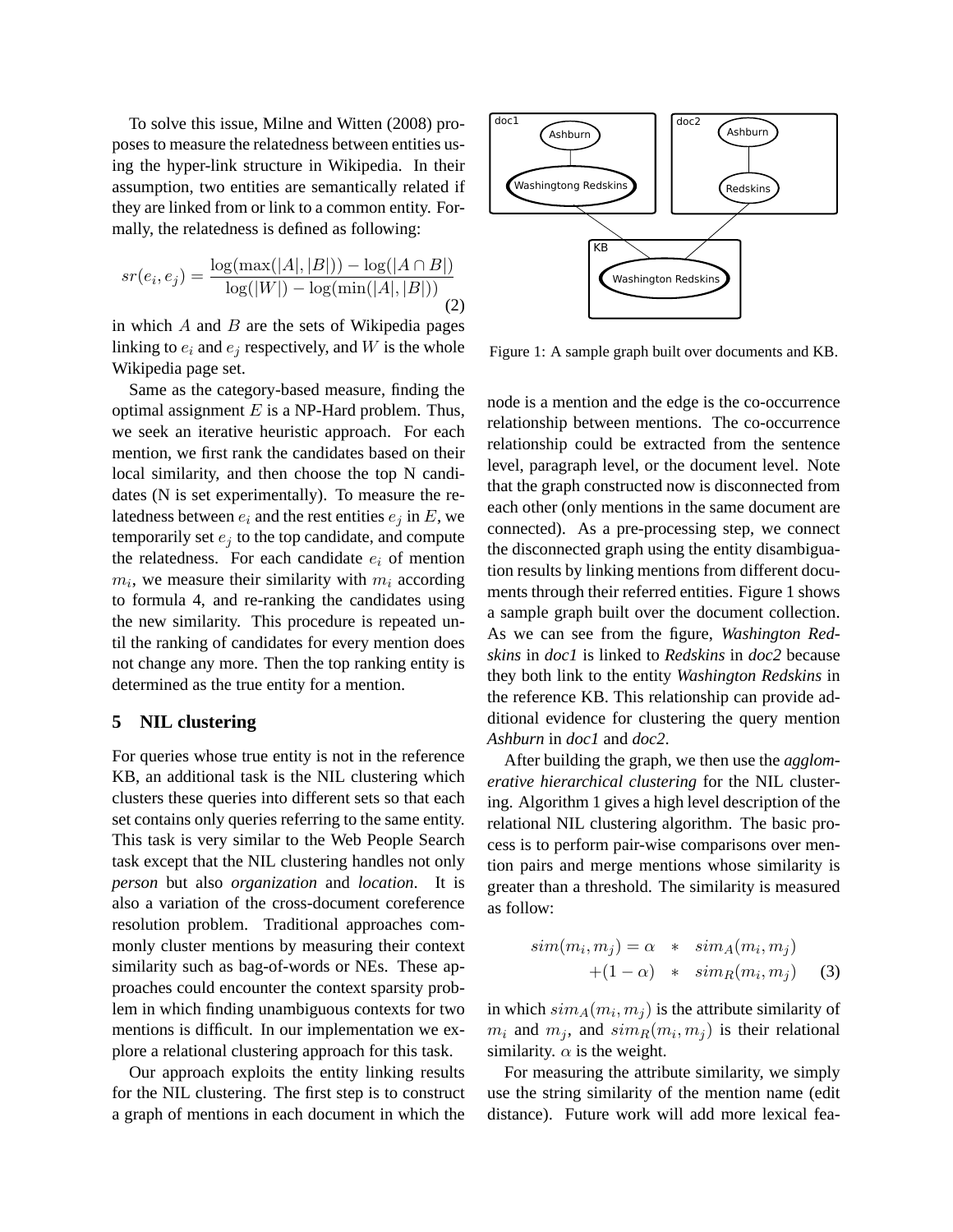To solve this issue, Milne and Witten (2008) proposes to measure the relatedness between entities using the hyper-link structure in Wikipedia. In their assumption, two entities are semantically related if they are linked from or link to a common entity. Formally, the relatedness is defined as following:

$$sr(e_i, e_j) = \frac{\log(\max(|A|, |B|)) - \log(|A \cap B|)}{\log(|W|) - \log(\min(|A|, |B|))} \quad (2)$$

in which $A$ and $B$ are the sets of Wikipedia pages linking to $e_i$ and $e_j$ respectively, and $W$ is the whole Wikipedia page set.

Same as the category-based measure, finding the optimal assignment $E$ is a NP-Hard problem. Thus, we seek an iterative heuristic approach. For each mention, we first rank the candidates based on their local similarity, and then choose the top N candidates (N is set experimentally). To measure the relatedness between $e_i$ and the rest entities $e_j$ in $E$, we temporarily set $e_j$ to the top candidate, and compute the relatedness. For each candidate $e_i$ of mention $m_i$, we measure their similarity with $m_i$ according to formula 4, and re-ranking the candidates using the new similarity. This procedure is repeated until the ranking of candidates for every mention does not change any more. Then the top ranking entity is determined as the true entity for a mention.

## 5 NIL clustering

For queries whose true entity is not in the reference KB, an additional task is the NIL clustering which clusters these queries into different sets so that each set contains only queries referring to the same entity. This task is very similar to the Web People Search task except that the NIL clustering handles not only *person* but also *organization* and *location*. It is also a variation of the cross-document coreference resolution problem. Traditional approaches commonly cluster mentions by measuring their context similarity such as bag-of-words or NEs. These approaches could encounter the context sparsity problem in which finding unambiguous contexts for two mentions is difficult. In our implementation we explore a relational clustering approach for this task.

Our approach exploits the entity linking results for the NIL clustering. The first step is to construct a graph of mentions in each document in which the node is a mention and the edge is the co-occurrence relationship between mentions. The co-occurrence relationship could be extracted from the sentence level, paragraph level, or the document level. Note that the graph constructed now is disconnected from each other (only mentions in the same document are connected). As a pre-processing step, we connect the disconnected graph using the entity disambiguation results by linking mentions from different documents through their referred entities. Figure 1 shows a sample graph built over the document collection. As we can see from the figure, ***Washington Redskins*** in ***doc1*** is linked to ***Redskins*** in ***doc2*** because they both link to the entity ***Washington Redskins*** in the reference KB. This relationship can provide additional evidence for clustering the query mention ***Ashburn*** in ***doc1*** and ***doc2***.

Figure 1: A sample graph built over documents and KB.

After building the graph, we then use the *agglomerative hierarchical clustering* for the NIL clustering. Algorithm 1 gives a high level description of the relational NIL clustering algorithm. The basic process is to perform pair-wise comparisons over mention pairs and merge mentions whose similarity is greater than a threshold. The similarity is measured as follow:

$$\begin{aligned} sim(m_i, m_j) = \alpha &* sim_A(m_i, m_j) \\ +(1-\alpha) &* sim_R(m_i, m_j) \end{aligned} \quad (3)$$

in which $sim_A(m_i, m_j)$ is the attribute similarity of $m_i$ and $m_j$, and $sim_R(m_i, m_j)$ is their relational similarity. $\alpha$ is the weight.

For measuring the attribute similarity, we simply use the string similarity of the mention name (edit distance). Future work will add more lexical fea-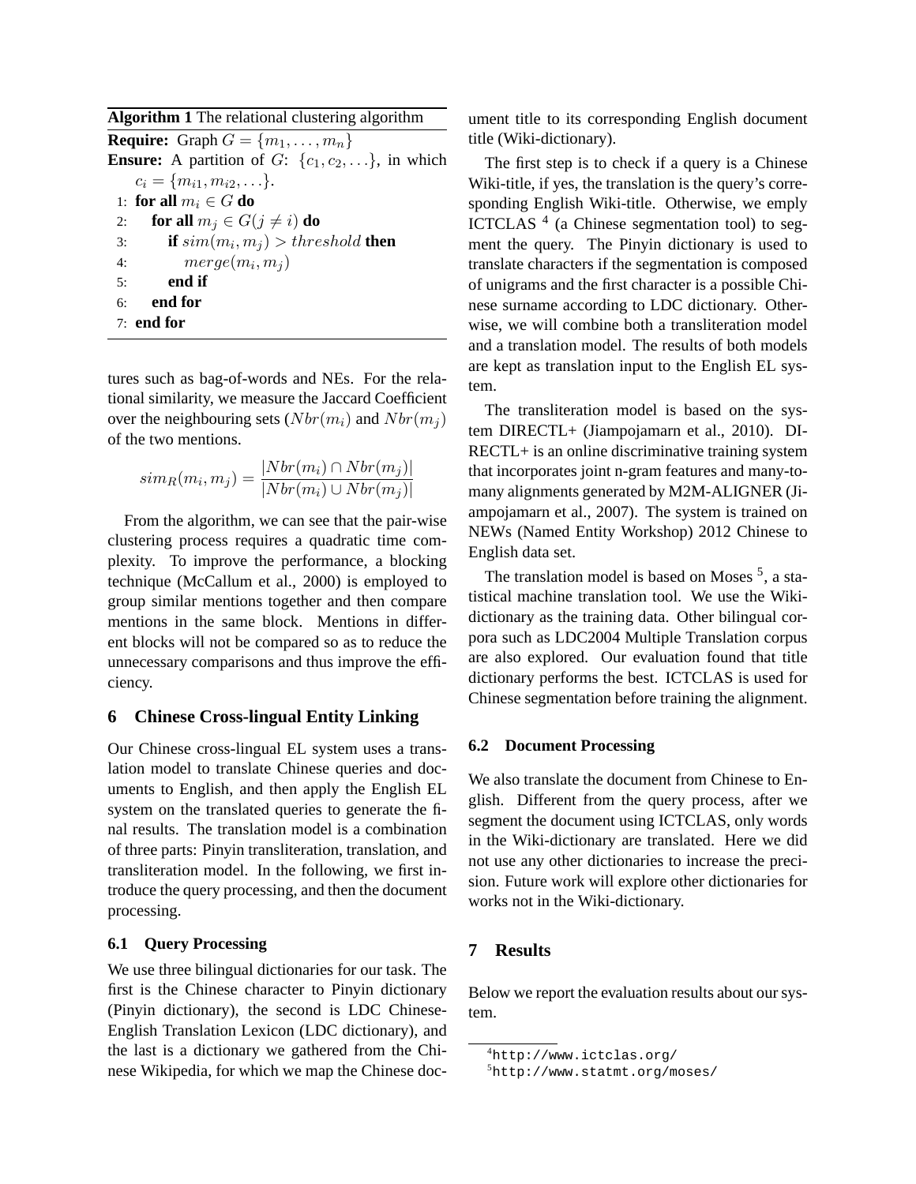**Algorithm 1** The relational clustering algorithm

**Require:** Graph $G = \{m_1, \ldots, m_n\}$

**Ensure:** A partition of $G$: $\{c_1, c_2, \ldots\}$, in which $c_i = \{m_{i1}, m_{i2}, \ldots\}$.

```
1: for all m_i ∈ G do
2:     for all m_j ∈ G(j ≠ i) do
3:         if sim(m_i, m_j) > threshold then
4:             merge(m_i, m_j)
5:         end if
6:     end for
7: end for
```

tures such as bag-of-words and NEs. For the relational similarity, we measure the Jaccard Coefficient over the neighbouring sets ($Nbr(m_i)$ and $Nbr(m_j)$ of the two mentions.

$$sim_R(m_i, m_j) = \frac{|Nbr(m_i) \cap Nbr(m_j)|}{|Nbr(m_i) \cup Nbr(m_j)|}$$

From the algorithm, we can see that the pair-wise clustering process requires a quadratic time complexity. To improve the performance, a blocking technique (McCallum et al., 2000) is employed to group similar mentions together and then compare mentions in the same block. Mentions in different blocks will not be compared so as to reduce the unnecessary comparisons and thus improve the efficiency.

## 6 Chinese Cross-lingual Entity Linking

Our Chinese cross-lingual EL system uses a translation model to translate Chinese queries and documents to English, and then apply the English EL system on the translated queries to generate the final results. The translation model is a combination of three parts: Pinyin transliteration, translation, and transliteration model. In the following, we first introduce the query processing, and then the document processing.

### 6.1 Query Processing

We use three bilingual dictionaries for our task. The first is the Chinese character to Pinyin dictionary (Pinyin dictionary), the second is LDC Chinese-English Translation Lexicon (LDC dictionary), and the last is a dictionary we gathered from the Chinese Wikipedia, for which we map the Chinese document title to its corresponding English document title (Wiki-dictionary).

The first step is to check if a query is a Chinese Wiki-title, if yes, the translation is the query's corresponding English Wiki-title. Otherwise, we emply ICTCLAS [4] (a Chinese segmentation tool) to segment the query. The Pinyin dictionary is used to translate characters if the segmentation is composed of unigrams and the first character is a possible Chinese surname according to LDC dictionary. Otherwise, we will combine both a transliteration model and a translation model. The results of both models are kept as translation input to the English EL system.

The transliteration model is based on the system DIRECTL+ (Jiampojamarn et al., 2010). DIRECTL+ is an online discriminative training system that incorporates joint n-gram features and many-to-many alignments generated by M2M-ALIGNER (Jiampojamarn et al., 2007). The system is trained on NEWs (Named Entity Workshop) 2012 Chinese to English data set.

The translation model is based on Moses [5], a statistical machine translation tool. We use the Wiki-dictionary as the training data. Other bilingual corpora such as LDC2004 Multiple Translation corpus are also explored. Our evaluation found that title dictionary performs the best. ICTCLAS is used for Chinese segmentation before training the alignment.

### 6.2 Document Processing

We also translate the document from Chinese to English. Different from the query process, after we segment the document using ICTCLAS, only words in the Wiki-dictionary are translated. Here we did not use any other dictionaries to increase the precision. Future work will explore other dictionaries for works not in the Wiki-dictionary.

## 7 Results

Below we report the evaluation results about our system.

[4] http://www.ictclas.org/

[5] http://www.statmt.org/moses/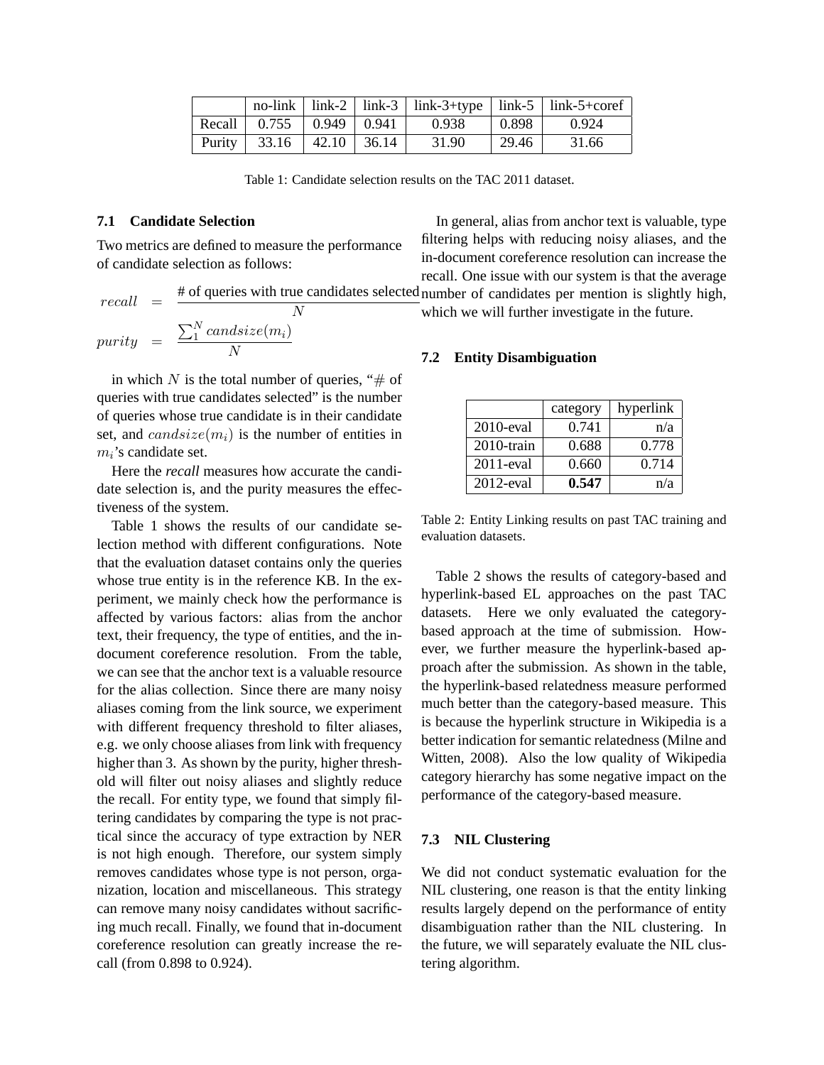|  | no-link | link-2 | link-3 | link-3+type | link-5 | link-5+coref |
|---|---|---|---|---|---|---|
| Recall | 0.755 | 0.949 | 0.941 | 0.938 | 0.898 | 0.924 |
| Purity | 33.16 | 42.10 | 36.14 | 31.90 | 29.46 | 31.66 |

Table 1: Candidate selection results on the TAC 2011 dataset.

### 7.1 Candidate Selection

Two metrics are defined to measure the performance of candidate selection as follows:

$$recall = \frac{\text{\# of queries with true candidates selected}}{N}$$

$$purity = \frac{\sum_1^N candsize(m_i)}{N}$$

in which $N$ is the total number of queries, "# of queries with true candidates selected" is the number of queries whose true candidate is in their candidate set, and $candsize(m_i)$ is the number of entities in $m_i$'s candidate set.

Here the *recall* measures how accurate the candidate selection is, and the purity measures the effectiveness of the system.

Table 1 shows the results of our candidate selection method with different configurations. Note that the evaluation dataset contains only the queries whose true entity is in the reference KB. In the experiment, we mainly check how the performance is affected by various factors: alias from the anchor text, their frequency, the type of entities, and the in-document coreference resolution. From the table, we can see that the anchor text is a valuable resource for the alias collection. Since there are many noisy aliases coming from the link source, we experiment with different frequency threshold to filter aliases, e.g. we only choose aliases from link with frequency higher than 3. As shown by the purity, higher threshold will filter out noisy aliases and slightly reduce the recall. For entity type, we found that simply filtering candidates by comparing the type is not practical since the accuracy of type extraction by NER is not high enough. Therefore, our system simply removes candidates whose type is not person, organization, location and miscellaneous. This strategy can remove many noisy candidates without sacrificing much recall. Finally, we found that in-document coreference resolution can greatly increase the recall (from 0.898 to 0.924).

In general, alias from anchor text is valuable, type filtering helps with reducing noisy aliases, and the in-document coreference resolution can increase the recall. One issue with our system is that the average number of candidates per mention is slightly high, which we will further investigate in the future.

### 7.2 Entity Disambiguation

|  | category | hyperlink |
|---|---|---|
| 2010-eval | 0.741 | n/a |
| 2010-train | 0.688 | 0.778 |
| 2011-eval | 0.660 | 0.714 |
| 2012-eval | **0.547** | n/a |

Table 2: Entity Linking results on past TAC training and evaluation datasets.

Table 2 shows the results of category-based and hyperlink-based EL approaches on the past TAC datasets. Here we only evaluated the category-based approach at the time of submission. However, we further measure the hyperlink-based approach after the submission. As shown in the table, the hyperlink-based relatedness measure performed much better than the category-based measure. This is because the hyperlink structure in Wikipedia is a better indication for semantic relatedness (Milne and Witten, 2008). Also the low quality of Wikipedia category hierarchy has some negative impact on the performance of the category-based measure.

### 7.3 NIL Clustering

We did not conduct systematic evaluation for the NIL clustering, one reason is that the entity linking results largely depend on the performance of entity disambiguation rather than the NIL clustering. In the future, we will separately evaluate the NIL clustering algorithm.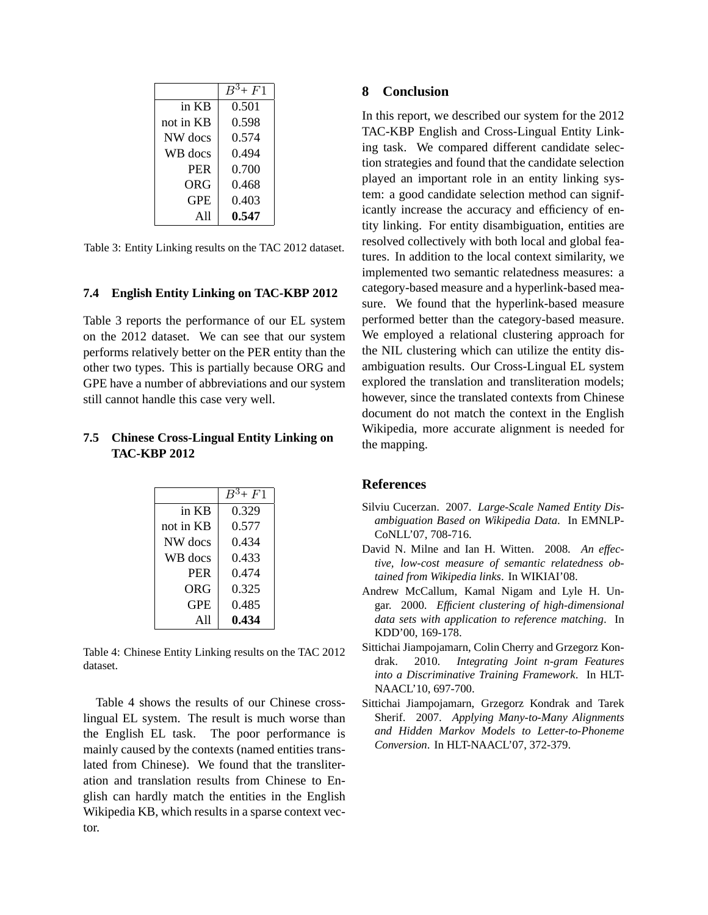| | $B^3$+ $F1$ |
|---|---|
| in KB | 0.501 |
| not in KB | 0.598 |
| NW docs | 0.574 |
| WB docs | 0.494 |
| PER | 0.700 |
| ORG | 0.468 |
| GPE | 0.403 |
| All | **0.547** |

Table 3: Entity Linking results on the TAC 2012 dataset.

### 7.4 English Entity Linking on TAC-KBP 2012

Table 3 reports the performance of our EL system on the 2012 dataset. We can see that our system performs relatively better on the PER entity than the other two types. This is partially because ORG and GPE have a number of abbreviations and our system still cannot handle this case very well.

### 7.5 Chinese Cross-Lingual Entity Linking on TAC-KBP 2012

| | $B^3$+ $F1$ |
|---|---|
| in KB | 0.329 |
| not in KB | 0.577 |
| NW docs | 0.434 |
| WB docs | 0.433 |
| PER | 0.474 |
| ORG | 0.325 |
| GPE | 0.485 |
| All | **0.434** |

Table 4: Chinese Entity Linking results on the TAC 2012 dataset.

Table 4 shows the results of our Chinese cross-lingual EL system. The result is much worse than the English EL task. The poor performance is mainly caused by the contexts (named entities translated from Chinese). We found that the transliteration and translation results from Chinese to English can hardly match the entities in the English Wikipedia KB, which results in a sparse context vector.

## 8 Conclusion

In this report, we described our system for the 2012 TAC-KBP English and Cross-Lingual Entity Linking task. We compared different candidate selection strategies and found that the candidate selection played an important role in an entity linking system: a good candidate selection method can significantly increase the accuracy and efficiency of entity linking. For entity disambiguation, entities are resolved collectively with both local and global features. In addition to the local context similarity, we implemented two semantic relatedness measures: a category-based measure and a hyperlink-based measure. We found that the hyperlink-based measure performed better than the category-based measure. We employed a relational clustering approach for the NIL clustering which can utilize the entity disambiguation results. Our Cross-Lingual EL system explored the translation and transliteration models; however, since the translated contexts from Chinese document do not match the context in the English Wikipedia, more accurate alignment is needed for the mapping.

## References

Silviu Cucerzan. 2007. *Large-Scale Named Entity Disambiguation Based on Wikipedia Data*. In EMNLP-CoNLL'07, 708-716.

David N. Milne and Ian H. Witten. 2008. *An effective, low-cost measure of semantic relatedness obtained from Wikipedia links*. In WIKIAI'08.

Andrew McCallum, Kamal Nigam and Lyle H. Ungar. 2000. *Efficient clustering of high-dimensional data sets with application to reference matching*. In KDD'00, 169-178.

Sittichai Jiampojamarn, Colin Cherry and Grzegorz Kondrak. 2010. *Integrating Joint n-gram Features into a Discriminative Training Framework*. In HLT-NAACL'10, 697-700.

Sittichai Jiampojamarn, Grzegorz Kondrak and Tarek Sherif. 2007. *Applying Many-to-Many Alignments and Hidden Markov Models to Letter-to-Phoneme Conversion*. In HLT-NAACL'07, 372-379.